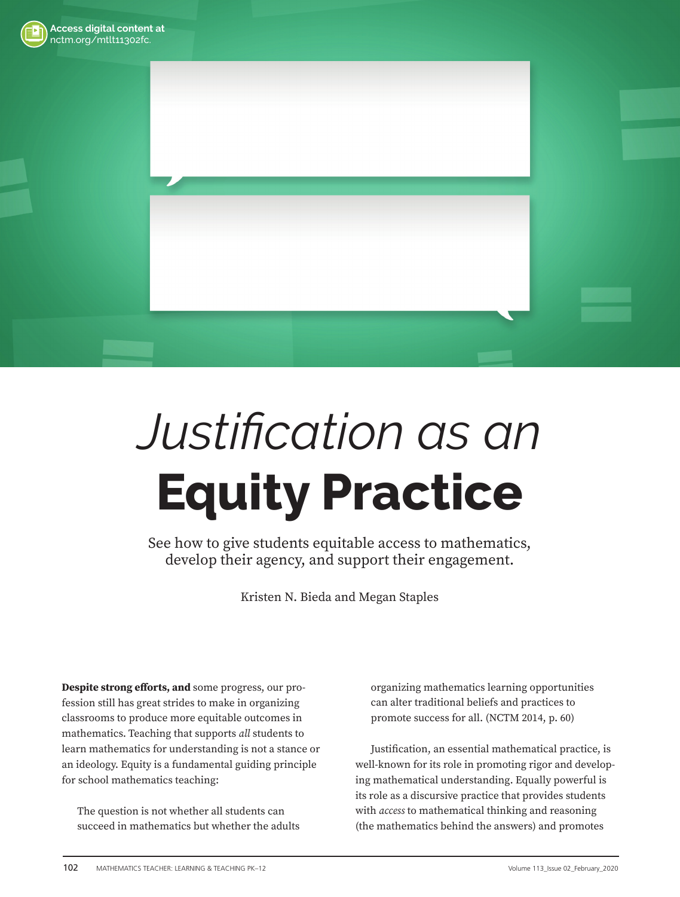Access digital content at nctm.org/mtlt11302fc.

# *Justification as an* **Equity Practice**

See how to give students equitable access to mathematics, develop their agency, and support their engagement.

Kristen N. Bieda and Megan Staples

**Despite strong efforts, and** some progress, our profession still has great strides to make in organizing classrooms to produce more equitable outcomes in mathematics. Teaching that supports *all* students to learn mathematics for understanding is not a stance or an ideology. Equity is a fundamental guiding principle for school mathematics teaching:

> The question is not whether all students can succeed in mathematics but whether the adults organizing mathematics learning opportunities can alter traditional beliefs and practices to promote success for all. (NCTM 2014, p. 60)

Justification, an essential mathematical practice, is well-known for its role in promoting rigor and developing mathematical understanding. Equally powerful is its role as a discursive practice that provides students with *access* to mathematical thinking and reasoning (the mathematics behind the answers) and promotes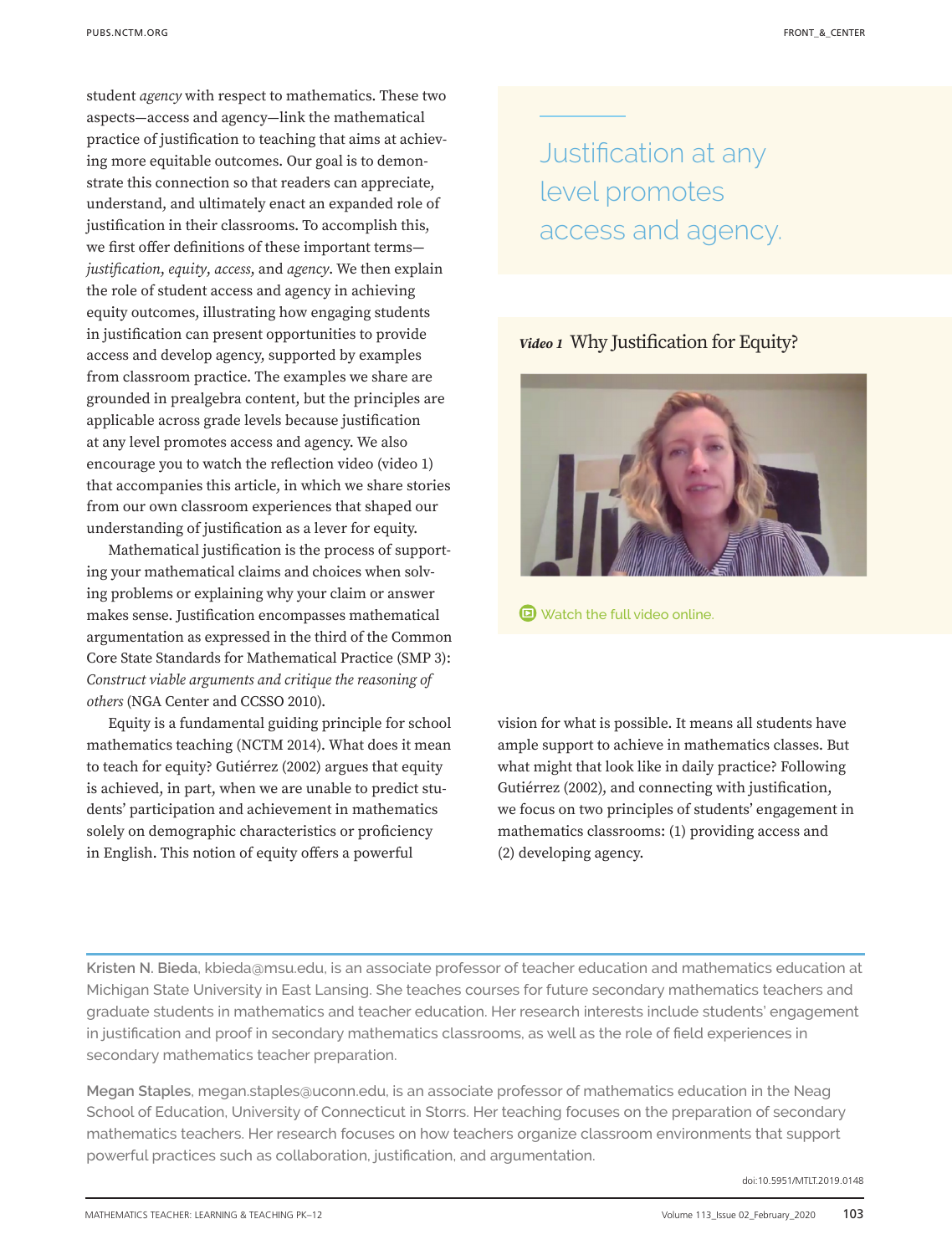student *agency* with respect to mathematics. These two aspects—access and agency—link the mathematical practice of justification to teaching that aims at achieving more equitable outcomes. Our goal is to demonstrate this connection so that readers can appreciate, understand, and ultimately enact an expanded role of justification in their classrooms. To accomplish this, we first offer definitions of these important terms—*justification*, *equity*, *access*, and *agency*. We then explain the role of student access and agency in achieving equity outcomes, illustrating how engaging students in justification can present opportunities to provide access and develop agency, supported by examples from classroom practice. The examples we share are grounded in prealgebra content, but the principles are applicable across grade levels because justification at any level promotes access and agency. We also encourage you to watch the reflection video (video 1) that accompanies this article, in which we share stories from our own classroom experiences that shaped our understanding of justification as a lever for equity.

Mathematical justification is the process of supporting your mathematical claims and choices when solving problems or explaining why your claim or answer makes sense. Justification encompasses mathematical argumentation as expressed in the third of the Common Core State Standards for Mathematical Practice (SMP 3): *Construct viable arguments and critique the reasoning of others* (NGA Center and CCSSO 2010).

Equity is a fundamental guiding principle for school mathematics teaching (NCTM 2014). What does it mean to teach for equity? Gutiérrez (2002) argues that equity is achieved, in part, when we are unable to predict students' participation and achievement in mathematics solely on demographic characteristics or proficiency in English. This notion of equity offers a powerful vision for what is possible. It means all students have ample support to achieve in mathematics classes. But what might that look like in daily practice? Following Gutiérrez (2002), and connecting with justification, we focus on two principles of students' engagement in mathematics classrooms: (1) providing access and (2) developing agency.

> Justification at any level promotes access and agency.

***Video 1*** Why Justification for Equity?

Watch the full video online.

---

**Kristen N. Bieda**, kbieda@msu.edu, is an associate professor of teacher education and mathematics education at Michigan State University in East Lansing. She teaches courses for future secondary mathematics teachers and graduate students in mathematics and teacher education. Her research interests include students' engagement in justification and proof in secondary mathematics classrooms, as well as the role of field experiences in secondary mathematics teacher preparation.

**Megan Staples**, megan.staples@uconn.edu, is an associate professor of mathematics education in the Neag School of Education, University of Connecticut in Storrs. Her teaching focuses on the preparation of secondary mathematics teachers. Her research focuses on how teachers organize classroom environments that support powerful practices such as collaboration, justification, and argumentation.

doi:10.5951/MTLT.2019.0148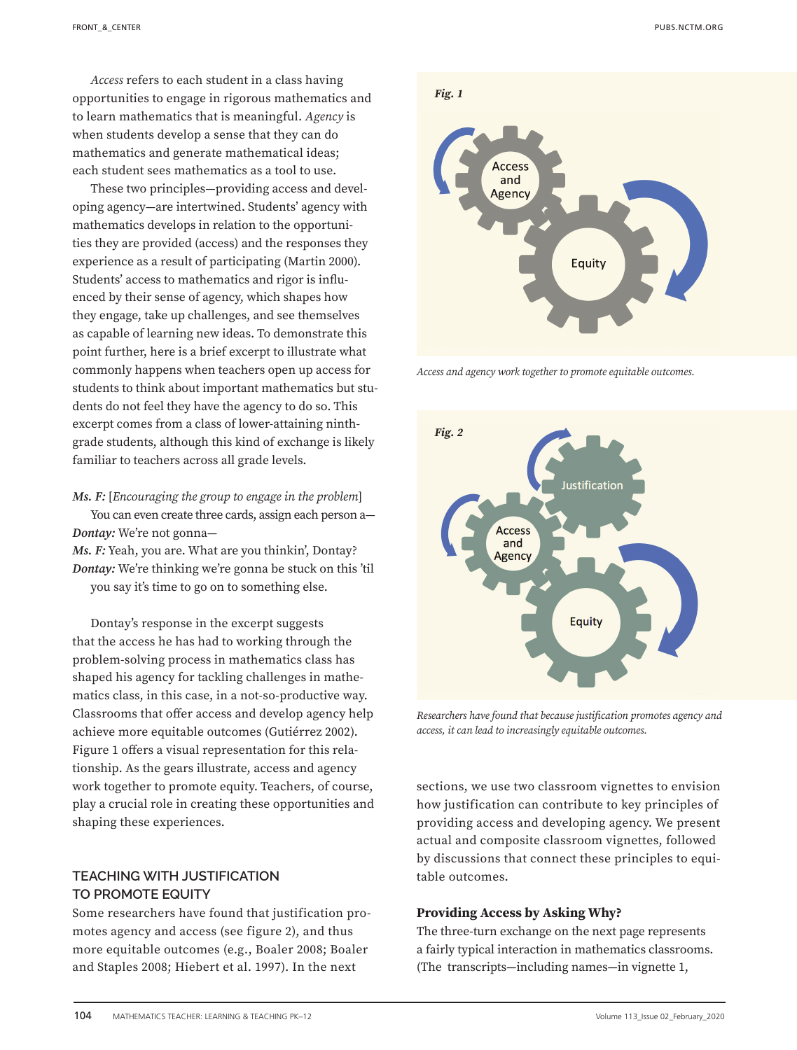*Access* refers to each student in a class having opportunities to engage in rigorous mathematics and to learn mathematics that is meaningful. *Agency* is when students develop a sense that they can do mathematics and generate mathematical ideas; each student sees mathematics as a tool to use.

These two principles—providing access and developing agency—are intertwined. Students' agency with mathematics develops in relation to the opportunities they are provided (access) and the responses they experience as a result of participating (Martin 2000). Students' access to mathematics and rigor is influenced by their sense of agency, which shapes how they engage, take up challenges, and see themselves as capable of learning new ideas. To demonstrate this point further, here is a brief excerpt to illustrate what commonly happens when teachers open up access for students to think about important mathematics but students do not feel they have the agency to do so. This excerpt comes from a class of lower-attaining ninth-grade students, although this kind of exchange is likely familiar to teachers across all grade levels.

***Ms. F:*** [*Encouraging the group to engage in the problem*] You can even create three cards, assign each person a—
***Dontay:*** We're not gonna—
***Ms. F:*** Yeah, you are. What are you thinkin', Dontay?
***Dontay:*** We're thinking we're gonna be stuck on this 'til you say it's time to go on to something else.

Dontay's response in the excerpt suggests that the access he has had to working through the problem-solving process in mathematics class has shaped his agency for tackling challenges in mathematics class, in this case, in a not-so-productive way. Classrooms that offer access and develop agency help achieve more equitable outcomes (Gutiérrez 2002). Figure 1 offers a visual representation for this relationship. As the gears illustrate, access and agency work together to promote equity. Teachers, of course, play a crucial role in creating these opportunities and shaping these experiences.

## TEACHING WITH JUSTIFICATION TO PROMOTE EQUITY

Some researchers have found that justification promotes agency and access (see figure 2), and thus more equitable outcomes (e.g., Boaler 2008; Boaler and Staples 2008; Hiebert et al. 1997). In the next sections, we use two classroom vignettes to envision how justification can contribute to key principles of providing access and developing agency. We present actual and composite classroom vignettes, followed by discussions that connect these principles to equitable outcomes.

***Fig. 1***

*Access and agency work together to promote equitable outcomes.*

***Fig. 2***

*Researchers have found that because justification promotes agency and access, it can lead to increasingly equitable outcomes.*

### Providing Access by Asking Why?

The three-turn exchange on the next page represents a fairly typical interaction in mathematics classrooms. (The transcripts—including names—in vignette 1,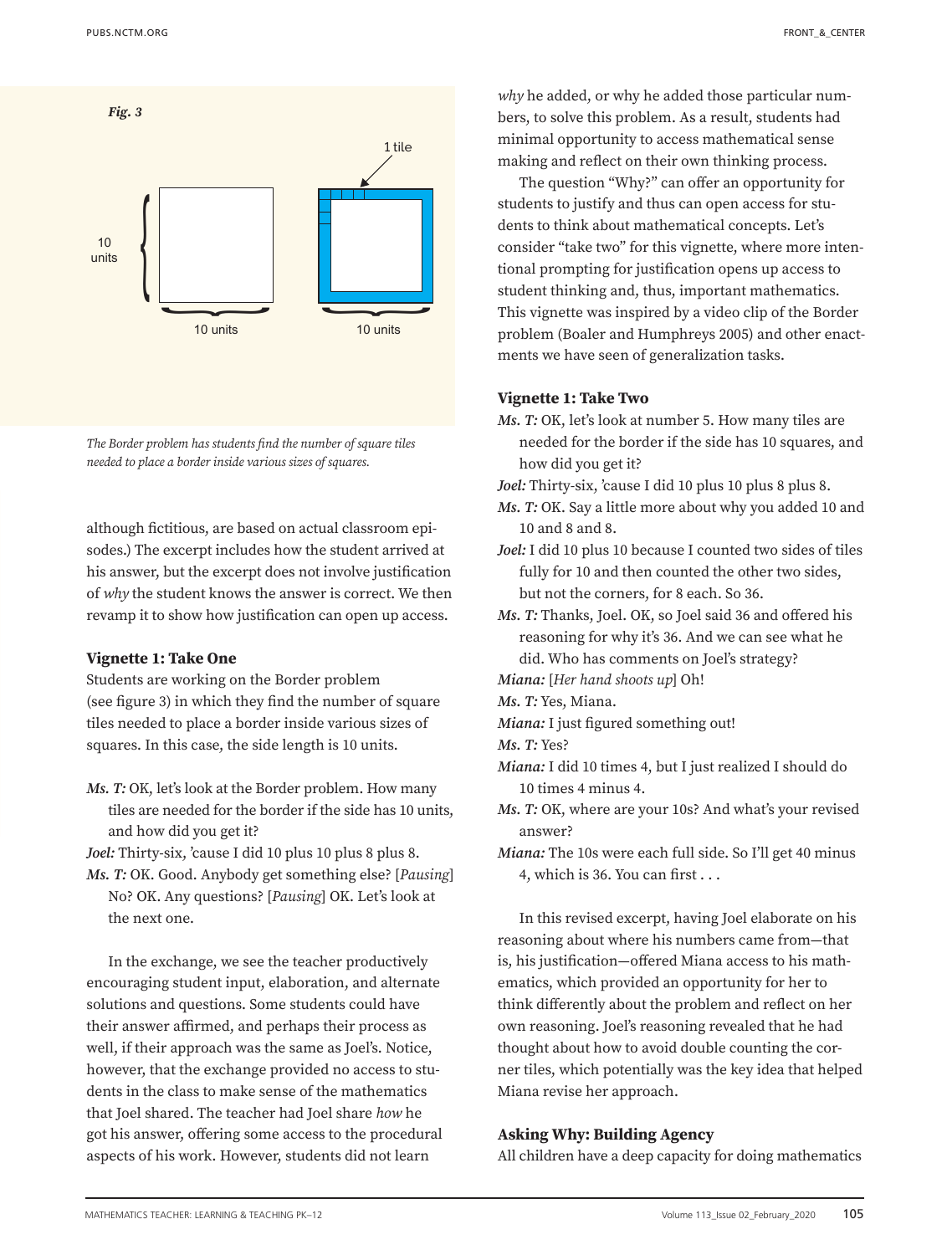*Fig. 3*

The Border problem has students find the number of square tiles needed to place a border inside various sizes of squares.

although fictitious, are based on actual classroom episodes.) The excerpt includes how the student arrived at his answer, but the excerpt does not involve justification of *why* the student knows the answer is correct. We then revamp it to show how justification can open up access.

### Vignette 1: Take One

Students are working on the Border problem (see figure 3) in which they find the number of square tiles needed to place a border inside various sizes of squares. In this case, the side length is 10 units.

*Ms. T:* OK, let's look at the Border problem. How many tiles are needed for the border if the side has 10 units, and how did you get it?

*Joel:* Thirty-six, 'cause I did 10 plus 10 plus 8 plus 8.

*Ms. T:* OK. Good. Anybody get something else? [*Pausing*] No? OK. Any questions? [*Pausing*] OK. Let's look at the next one.

In the exchange, we see the teacher productively encouraging student input, elaboration, and alternate solutions and questions. Some students could have their answer affirmed, and perhaps their process as well, if their approach was the same as Joel's. Notice, however, that the exchange provided no access to students in the class to make sense of the mathematics that Joel shared. The teacher had Joel share *how* he got his answer, offering some access to the procedural aspects of his work. However, students did not learn *why* he added, or why he added those particular numbers, to solve this problem. As a result, students had minimal opportunity to access mathematical sense making and reflect on their own thinking process.

The question "Why?" can offer an opportunity for students to justify and thus can open access for students to think about mathematical concepts. Let's consider "take two" for this vignette, where more intentional prompting for justification opens up access to student thinking and, thus, important mathematics. This vignette was inspired by a video clip of the Border problem (Boaler and Humphreys 2005) and other enactments we have seen of generalization tasks.

### Vignette 1: Take Two

*Ms. T:* OK, let's look at number 5. How many tiles are needed for the border if the side has 10 squares, and how did you get it?

*Joel:* Thirty-six, 'cause I did 10 plus 10 plus 8 plus 8.

*Ms. T:* OK. Say a little more about why you added 10 and 10 and 8 and 8.

*Joel:* I did 10 plus 10 because I counted two sides of tiles fully for 10 and then counted the other two sides, but not the corners, for 8 each. So 36.

*Ms. T:* Thanks, Joel. OK, so Joel said 36 and offered his reasoning for why it's 36. And we can see what he did. Who has comments on Joel's strategy?

*Miana:* [*Her hand shoots up*] Oh!

*Ms. T:* Yes, Miana.

*Miana:* I just figured something out!

*Ms. T:* Yes?

*Miana:* I did 10 times 4, but I just realized I should do 10 times 4 minus 4.

*Ms. T:* OK, where are your 10s? And what's your revised answer?

*Miana:* The 10s were each full side. So I'll get 40 minus 4, which is 36. You can first . . .

In this revised excerpt, having Joel elaborate on his reasoning about where his numbers came from—that is, his justification—offered Miana access to his mathematics, which provided an opportunity for her to think differently about the problem and reflect on her own reasoning. Joel's reasoning revealed that he had thought about how to avoid double counting the corner tiles, which potentially was the key idea that helped Miana revise her approach.

### Asking Why: Building Agency

All children have a deep capacity for doing mathematics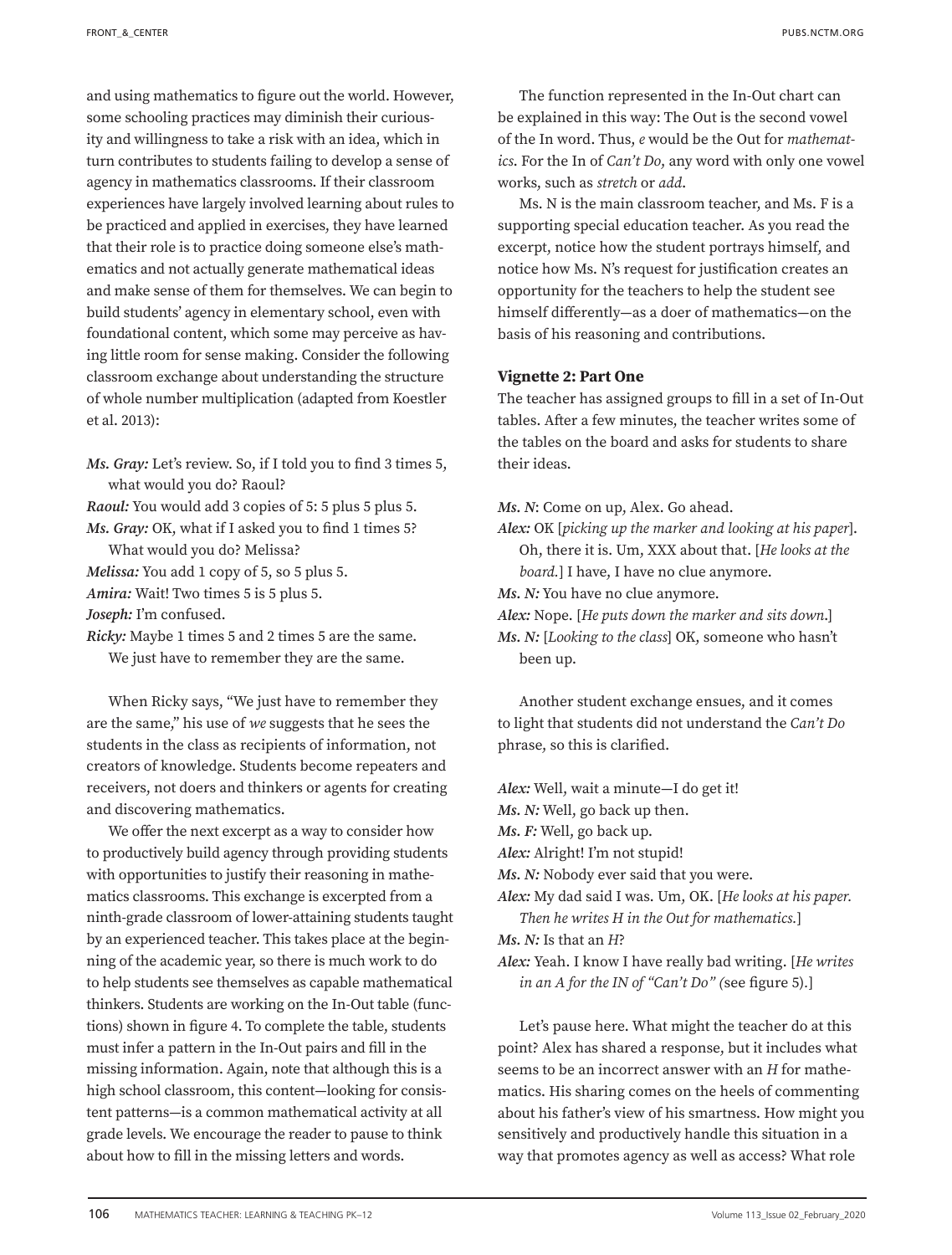and using mathematics to figure out the world. However, some schooling practices may diminish their curiousity and willingness to take a risk with an idea, which in turn contributes to students failing to develop a sense of agency in mathematics classrooms. If their classroom experiences have largely involved learning about rules to be practiced and applied in exercises, they have learned that their role is to practice doing someone else's mathematics and not actually generate mathematical ideas and make sense of them for themselves. We can begin to build students' agency in elementary school, even with foundational content, which some may perceive as having little room for sense making. Consider the following classroom exchange about understanding the structure of whole number multiplication (adapted from Koestler et al. 2013):

*Ms. Gray:* Let's review. So, if I told you to find 3 times 5, what would you do? Raoul?
*Raoul:* You would add 3 copies of 5: 5 plus 5 plus 5.
*Ms. Gray:* OK, what if I asked you to find 1 times 5? What would you do? Melissa?
*Melissa:* You add 1 copy of 5, so 5 plus 5.
*Amira:* Wait! Two times 5 is 5 plus 5.
*Joseph:* I'm confused.
*Ricky:* Maybe 1 times 5 and 2 times 5 are the same. We just have to remember they are the same.

When Ricky says, "We just have to remember they are the same," his use of *we* suggests that he sees the students in the class as recipients of information, not creators of knowledge. Students become repeaters and receivers, not doers and thinkers or agents for creating and discovering mathematics.

We offer the next excerpt as a way to consider how to productively build agency through providing students with opportunities to justify their reasoning in mathematics classrooms. This exchange is excerpted from a ninth-grade classroom of lower-attaining students taught by an experienced teacher. This takes place at the beginning of the academic year, so there is much work to do to help students see themselves as capable mathematical thinkers. Students are working on the In-Out table (functions) shown in figure 4. To complete the table, students must infer a pattern in the In-Out pairs and fill in the missing information. Again, note that although this is a high school classroom, this content—looking for consistent patterns—is a common mathematical activity at all grade levels. We encourage the reader to pause to think about how to fill in the missing letters and words.

The function represented in the In-Out chart can be explained in this way: The Out is the second vowel of the In word. Thus, *e* would be the Out for *mathematics*. For the In of *Can't Do*, any word with only one vowel works, such as *stretch* or *add*.

Ms. N is the main classroom teacher, and Ms. F is a supporting special education teacher. As you read the excerpt, notice how the student portrays himself, and notice how Ms. N's request for justification creates an opportunity for the teachers to help the student see himself differently—as a doer of mathematics—on the basis of his reasoning and contributions.

### Vignette 2: Part One

The teacher has assigned groups to fill in a set of In-Out tables. After a few minutes, the teacher writes some of the tables on the board and asks for students to share their ideas.

*Ms. N*: Come on up, Alex. Go ahead.
*Alex:* OK [*picking up the marker and looking at his paper*]. Oh, there it is. Um, XXX about that. [*He looks at the board.*] I have, I have no clue anymore.
*Ms. N:* You have no clue anymore.
*Alex:* Nope. [*He puts down the marker and sits down.*]
*Ms. N:* [*Looking to the class*] OK, someone who hasn't been up.

Another student exchange ensues, and it comes to light that students did not understand the *Can't Do* phrase, so this is clarified.

*Alex:* Well, wait a minute—I do get it!
*Ms. N:* Well, go back up then.
*Ms. F:* Well, go back up.
*Alex:* Alright! I'm not stupid!
*Ms. N:* Nobody ever said that you were.
*Alex:* My dad said I was. Um, OK. [*He looks at his paper. Then he writes H in the Out for mathematics.*]
*Ms. N:* Is that an *H*?
*Alex:* Yeah. I know I have really bad writing. [*He writes in an A for the IN of "Can't Do" (*see figure 5).]

Let's pause here. What might the teacher do at this point? Alex has shared a response, but it includes what seems to be an incorrect answer with an *H* for mathematics. His sharing comes on the heels of commenting about his father's view of his smartness. How might you sensitively and productively handle this situation in a way that promotes agency as well as access? What role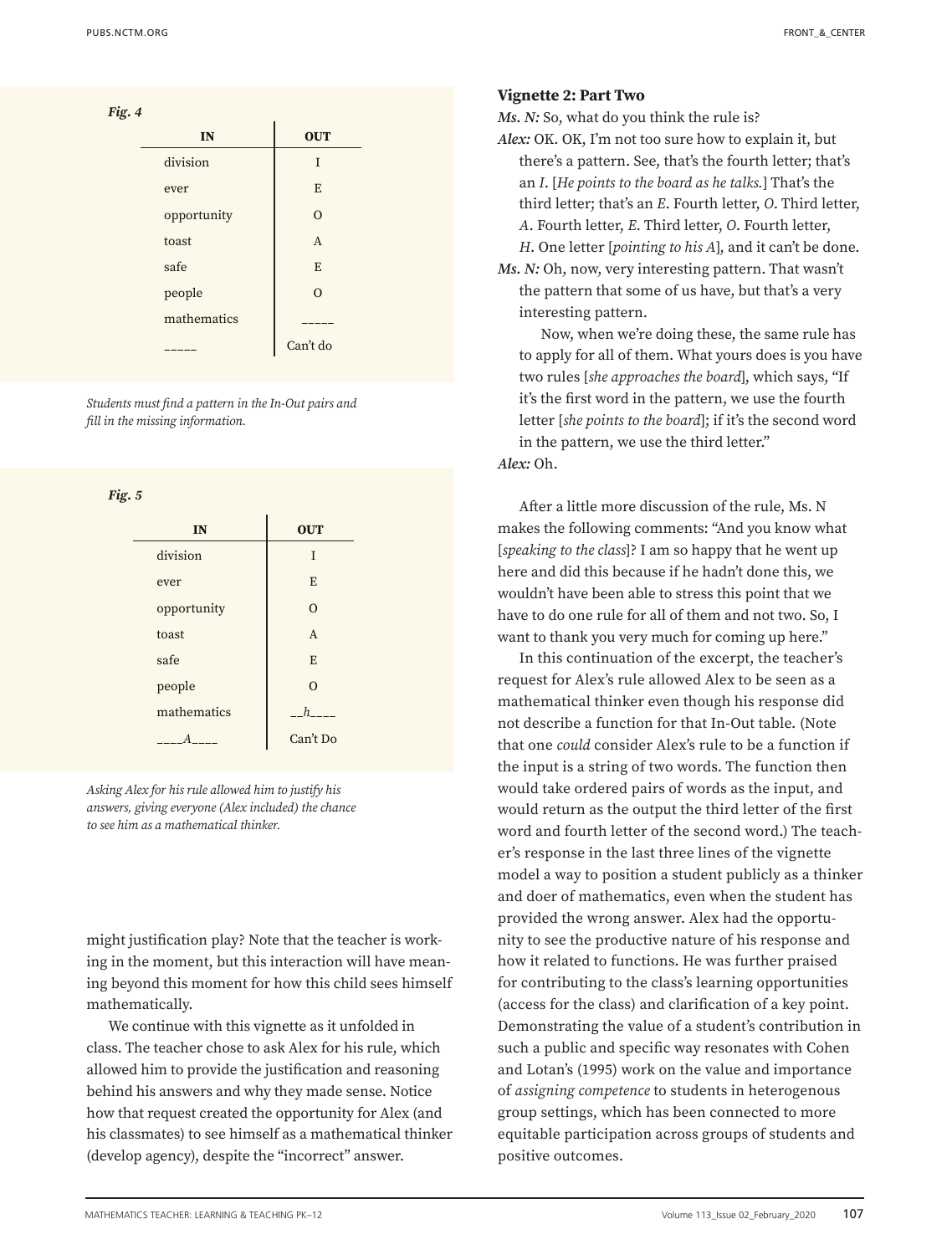*Fig. 4*

| IN | OUT |
|---|---|
| division | I |
| ever | E |
| opportunity | O |
| toast | A |
| safe | E |
| people | O |
| mathematics | _____ |
| _____ | Can't do |

*Students must find a pattern in the In-Out pairs and fill in the missing information.*

*Fig. 5*

| IN | OUT |
|---|---|
| division | I |
| ever | E |
| opportunity | O |
| toast | A |
| safe | E |
| people | O |
| mathematics | __*h*___ |
| ____*A*____ | Can't Do |

*Asking Alex for his rule allowed him to justify his answers, giving everyone (Alex included) the chance to see him as a mathematical thinker.*

might justification play? Note that the teacher is working in the moment, but this interaction will have meaning beyond this moment for how this child sees himself mathematically.

We continue with this vignette as it unfolded in class. The teacher chose to ask Alex for his rule, which allowed him to provide the justification and reasoning behind his answers and why they made sense. Notice how that request created the opportunity for Alex (and his classmates) to see himself as a mathematical thinker (develop agency), despite the "incorrect" answer.

### Vignette 2: Part Two

***Ms. N:*** So, what do you think the rule is?

***Alex:*** OK. OK, I'm not too sure how to explain it, but there's a pattern. See, that's the fourth letter; that's an *I*. [*He points to the board as he talks.*] That's the third letter; that's an *E*. Fourth letter, *O*. Third letter, *A*. Fourth letter, *E*. Third letter, *O*. Fourth letter, *H*. One letter [*pointing to his A*], and it can't be done.

***Ms. N:*** Oh, now, very interesting pattern. That wasn't the pattern that some of us have, but that's a very interesting pattern.

Now, when we're doing these, the same rule has to apply for all of them. What yours does is you have two rules [*she approaches the board*], which says, "If it's the first word in the pattern, we use the fourth letter [*she points to the board*]; if it's the second word in the pattern, we use the third letter."

***Alex:*** Oh.

After a little more discussion of the rule, Ms. N makes the following comments: "And you know what [*speaking to the class*]? I am so happy that he went up here and did this because if he hadn't done this, we wouldn't have been able to stress this point that we have to do one rule for all of them and not two. So, I want to thank you very much for coming up here."

In this continuation of the excerpt, the teacher's request for Alex's rule allowed Alex to be seen as a mathematical thinker even though his response did not describe a function for that In-Out table. (Note that one *could* consider Alex's rule to be a function if the input is a string of two words. The function then would take ordered pairs of words as the input, and would return as the output the third letter of the first word and fourth letter of the second word.) The teacher's response in the last three lines of the vignette model a way to position a student publicly as a thinker and doer of mathematics, even when the student has provided the wrong answer. Alex had the opportunity to see the productive nature of his response and how it related to functions. He was further praised for contributing to the class's learning opportunities (access for the class) and clarification of a key point. Demonstrating the value of a student's contribution in such a public and specific way resonates with Cohen and Lotan's (1995) work on the value and importance of *assigning competence* to students in heterogenous group settings, which has been connected to more equitable participation across groups of students and positive outcomes.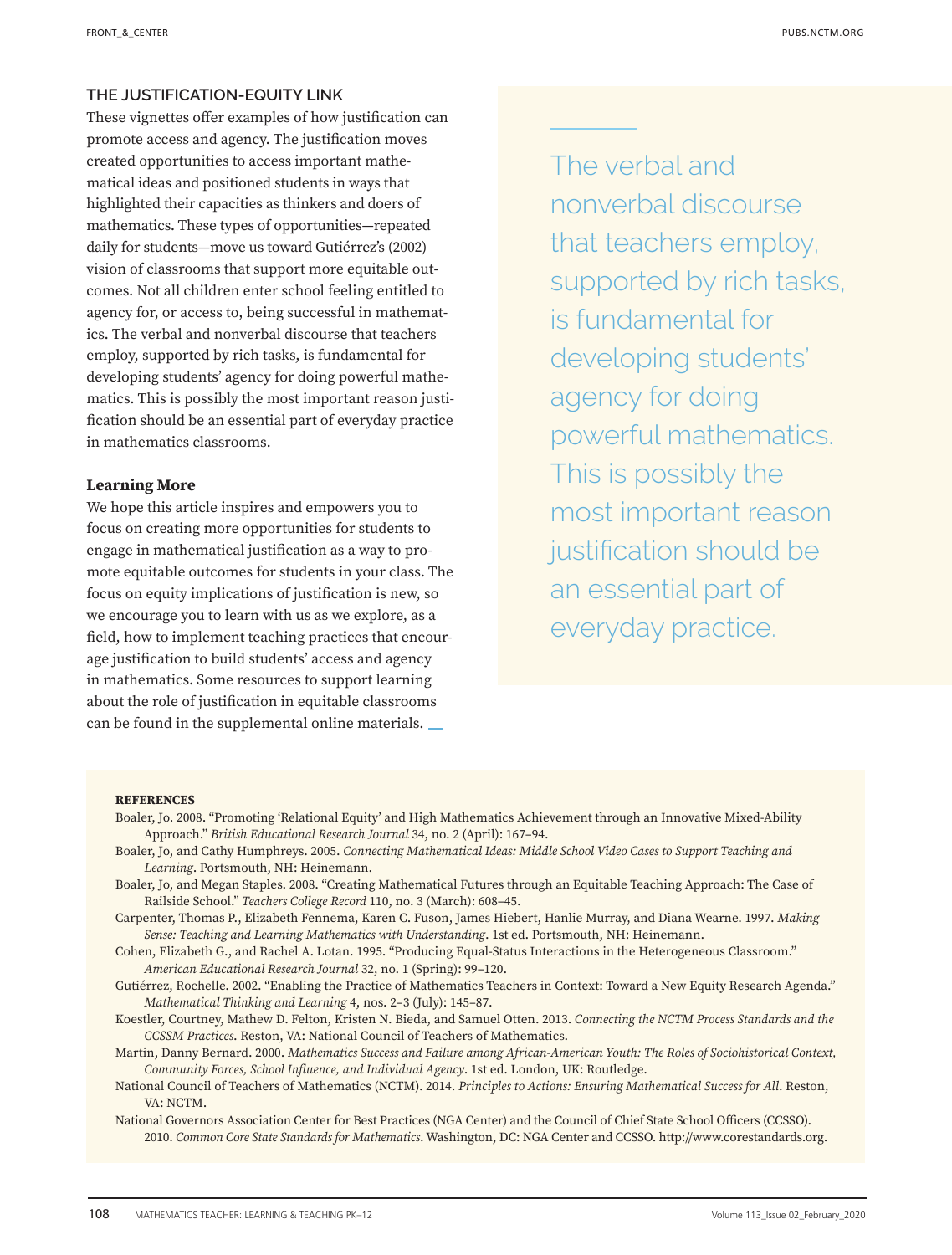## THE JUSTIFICATION-EQUITY LINK

These vignettes offer examples of how justification can promote access and agency. The justification moves created opportunities to access important mathematical ideas and positioned students in ways that highlighted their capacities as thinkers and doers of mathematics. These types of opportunities—repeated daily for students—move us toward Gutiérrez's (2002) vision of classrooms that support more equitable outcomes. Not all children enter school feeling entitled to agency for, or access to, being successful in mathematics. The verbal and nonverbal discourse that teachers employ, supported by rich tasks, is fundamental for developing students' agency for doing powerful mathematics. This is possibly the most important reason justification should be an essential part of everyday practice in mathematics classrooms.

> The verbal and nonverbal discourse that teachers employ, supported by rich tasks, is fundamental for developing students' agency for doing powerful mathematics. This is possibly the most important reason justification should be an essential part of everyday practice.

### Learning More

We hope this article inspires and empowers you to focus on creating more opportunities for students to engage in mathematical justification as a way to promote equitable outcomes for students in your class. The focus on equity implications of justification is new, so we encourage you to learn with us as we explore, as a field, how to implement teaching practices that encourage justification to build students' access and agency in mathematics. Some resources to support learning about the role of justification in equitable classrooms can be found in the supplemental online materials.

#### REFERENCES

Boaler, Jo. 2008. "Promoting 'Relational Equity' and High Mathematics Achievement through an Innovative Mixed-Ability Approach." *British Educational Research Journal* 34, no. 2 (April): 167–94.

Boaler, Jo, and Cathy Humphreys. 2005. *Connecting Mathematical Ideas: Middle School Video Cases to Support Teaching and Learning*. Portsmouth, NH: Heinemann.

Boaler, Jo, and Megan Staples. 2008. "Creating Mathematical Futures through an Equitable Teaching Approach: The Case of Railside School." *Teachers College Record* 110, no. 3 (March): 608–45.

Carpenter, Thomas P., Elizabeth Fennema, Karen C. Fuson, James Hiebert, Hanlie Murray, and Diana Wearne. 1997. *Making Sense: Teaching and Learning Mathematics with Understanding*. 1st ed. Portsmouth, NH: Heinemann.

Cohen, Elizabeth G., and Rachel A. Lotan. 1995. "Producing Equal-Status Interactions in the Heterogeneous Classroom." *American Educational Research Journal* 32, no. 1 (Spring): 99–120.

Gutiérrez, Rochelle. 2002. "Enabling the Practice of Mathematics Teachers in Context: Toward a New Equity Research Agenda." *Mathematical Thinking and Learning* 4, nos. 2–3 (July): 145–87.

Koestler, Courtney, Mathew D. Felton, Kristen N. Bieda, and Samuel Otten. 2013. *Connecting the NCTM Process Standards and the CCSSM Practices*. Reston, VA: National Council of Teachers of Mathematics.

Martin, Danny Bernard. 2000. *Mathematics Success and Failure among African-American Youth: The Roles of Sociohistorical Context, Community Forces, School Influence, and Individual Agency*. 1st ed. London, UK: Routledge.

National Council of Teachers of Mathematics (NCTM). 2014. *Principles to Actions: Ensuring Mathematical Success for All*. Reston, VA: NCTM.

National Governors Association Center for Best Practices (NGA Center) and the Council of Chief State School Officers (CCSSO). 2010. *Common Core State Standards for Mathematics*. Washington, DC: NGA Center and CCSSO. http://www.corestandards.org.